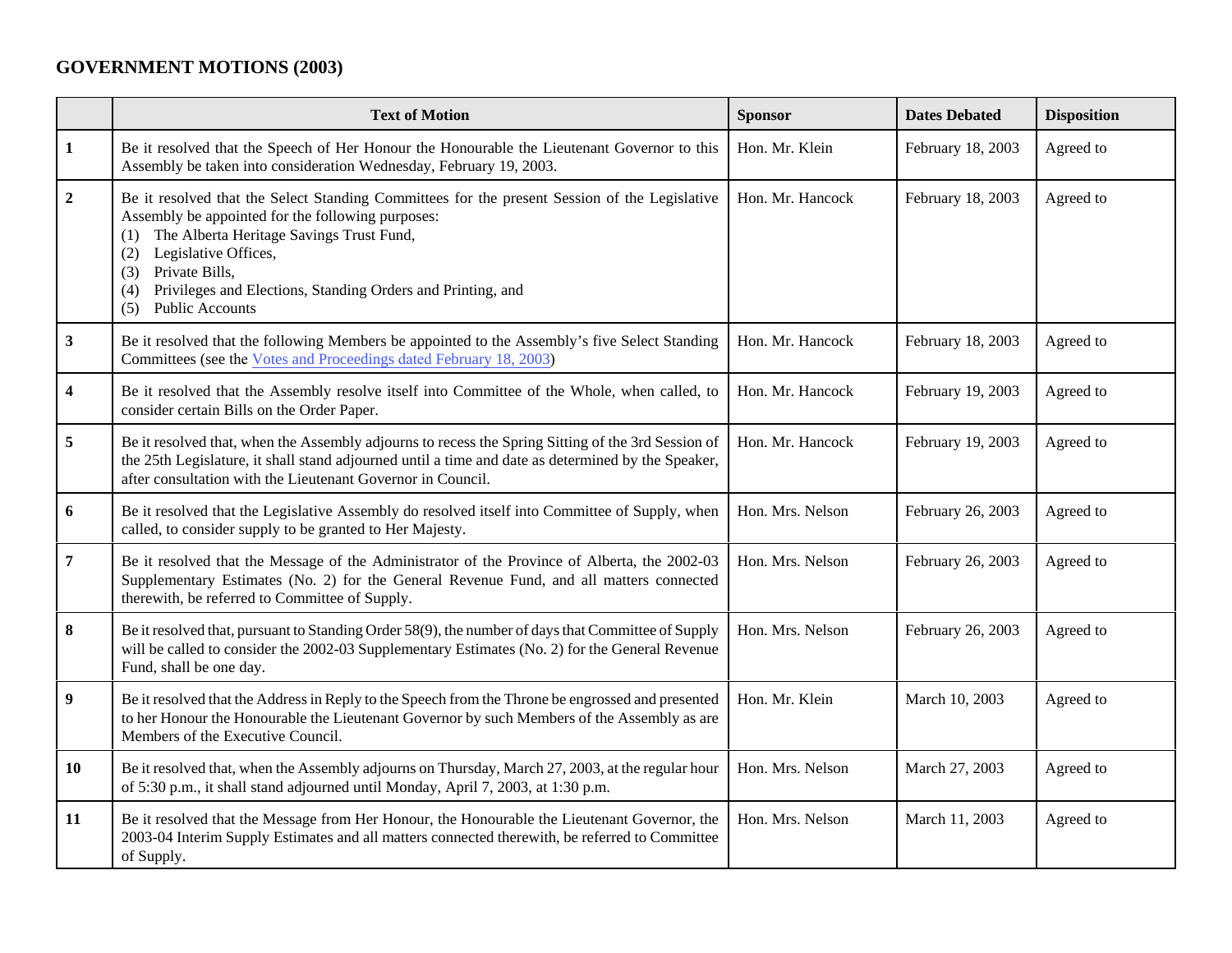# GOVERNMENT MOTIONS (2003)

| | Text of Motion | Sponsor | Dates Debated | Disposition |
|---|---|---|---|---|
| **1** | Be it resolved that the Speech of Her Honour the Honourable the Lieutenant Governor to this Assembly be taken into consideration Wednesday, February 19, 2003. | Hon. Mr. Klein | February 18, 2003 | Agreed to |
| **2** | Be it resolved that the Select Standing Committees for the present Session of the Legislative Assembly be appointed for the following purposes:<br>(1) The Alberta Heritage Savings Trust Fund,<br>(2) Legislative Offices,<br>(3) Private Bills,<br>(4) Privileges and Elections, Standing Orders and Printing, and<br>(5) Public Accounts | Hon. Mr. Hancock | February 18, 2003 | Agreed to |
| **3** | Be it resolved that the following Members be appointed to the Assembly's five Select Standing Committees (see the Votes and Proceedings dated February 18, 2003) | Hon. Mr. Hancock | February 18, 2003 | Agreed to |
| **4** | Be it resolved that the Assembly resolve itself into Committee of the Whole, when called, to consider certain Bills on the Order Paper. | Hon. Mr. Hancock | February 19, 2003 | Agreed to |
| **5** | Be it resolved that, when the Assembly adjourns to recess the Spring Sitting of the 3rd Session of the 25th Legislature, it shall stand adjourned until a time and date as determined by the Speaker, after consultation with the Lieutenant Governor in Council. | Hon. Mr. Hancock | February 19, 2003 | Agreed to |
| **6** | Be it resolved that the Legislative Assembly do resolved itself into Committee of Supply, when called, to consider supply to be granted to Her Majesty. | Hon. Mrs. Nelson | February 26, 2003 | Agreed to |
| **7** | Be it resolved that the Message of the Administrator of the Province of Alberta, the 2002-03 Supplementary Estimates (No. 2) for the General Revenue Fund, and all matters connected therewith, be referred to Committee of Supply. | Hon. Mrs. Nelson | February 26, 2003 | Agreed to |
| **8** | Be it resolved that, pursuant to Standing Order 58(9), the number of days that Committee of Supply will be called to consider the 2002-03 Supplementary Estimates (No. 2) for the General Revenue Fund, shall be one day. | Hon. Mrs. Nelson | February 26, 2003 | Agreed to |
| **9** | Be it resolved that the Address in Reply to the Speech from the Throne be engrossed and presented to her Honour the Honourable the Lieutenant Governor by such Members of the Assembly as are Members of the Executive Council. | Hon. Mr. Klein | March 10, 2003 | Agreed to |
| **10** | Be it resolved that, when the Assembly adjourns on Thursday, March 27, 2003, at the regular hour of 5:30 p.m., it shall stand adjourned until Monday, April 7, 2003, at 1:30 p.m. | Hon. Mrs. Nelson | March 27, 2003 | Agreed to |
| **11** | Be it resolved that the Message from Her Honour, the Honourable the Lieutenant Governor, the 2003-04 Interim Supply Estimates and all matters connected therewith, be referred to Committee of Supply. | Hon. Mrs. Nelson | March 11, 2003 | Agreed to |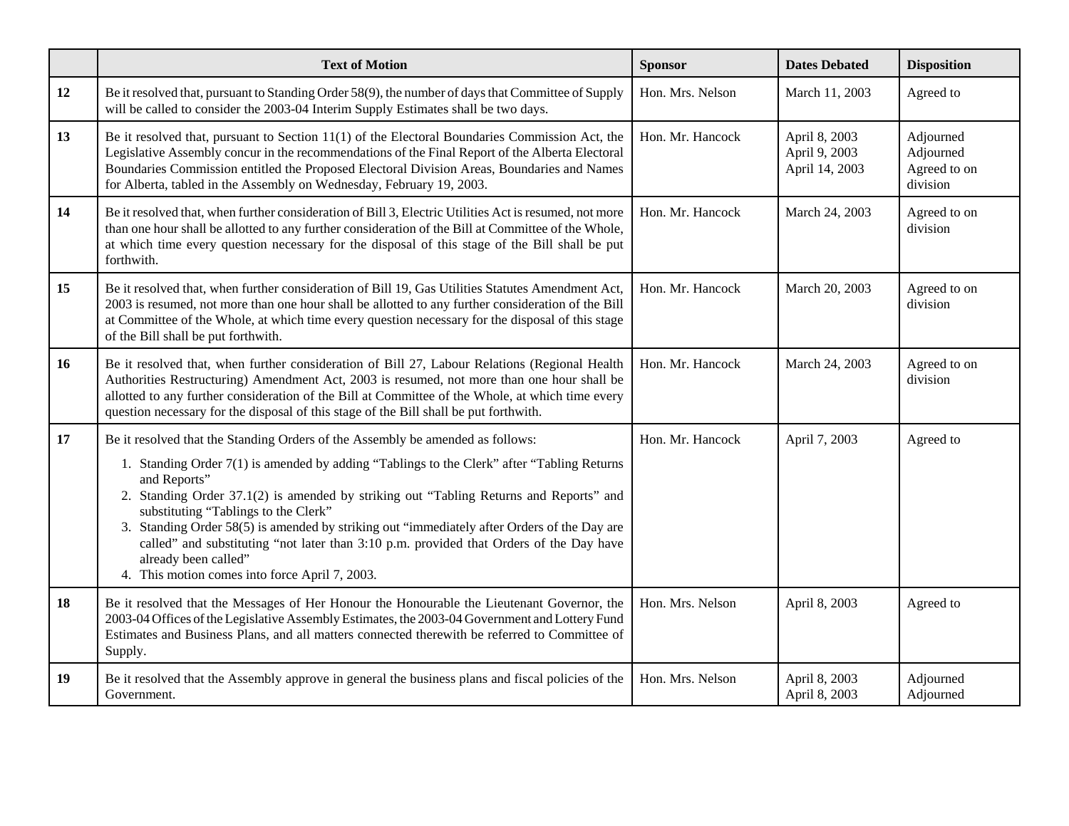| | Text of Motion | Sponsor | Dates Debated | Disposition |
|---|---|---|---|---|
| **12** | Be it resolved that, pursuant to Standing Order 58(9), the number of days that Committee of Supply will be called to consider the 2003-04 Interim Supply Estimates shall be two days. | Hon. Mrs. Nelson | March 11, 2003 | Agreed to |
| **13** | Be it resolved that, pursuant to Section 11(1) of the Electoral Boundaries Commission Act, the Legislative Assembly concur in the recommendations of the Final Report of the Alberta Electoral Boundaries Commission entitled the Proposed Electoral Division Areas, Boundaries and Names for Alberta, tabled in the Assembly on Wednesday, February 19, 2003. | Hon. Mr. Hancock | April 8, 2003<br>April 9, 2003<br>April 14, 2003 | Adjourned<br>Adjourned<br>Agreed to on division |
| **14** | Be it resolved that, when further consideration of Bill 3, Electric Utilities Act is resumed, not more than one hour shall be allotted to any further consideration of the Bill at Committee of the Whole, at which time every question necessary for the disposal of this stage of the Bill shall be put forthwith. | Hon. Mr. Hancock | March 24, 2003 | Agreed to on division |
| **15** | Be it resolved that, when further consideration of Bill 19, Gas Utilities Statutes Amendment Act, 2003 is resumed, not more than one hour shall be allotted to any further consideration of the Bill at Committee of the Whole, at which time every question necessary for the disposal of this stage of the Bill shall be put forthwith. | Hon. Mr. Hancock | March 20, 2003 | Agreed to on division |
| **16** | Be it resolved that, when further consideration of Bill 27, Labour Relations (Regional Health Authorities Restructuring) Amendment Act, 2003 is resumed, not more than one hour shall be allotted to any further consideration of the Bill at Committee of the Whole, at which time every question necessary for the disposal of this stage of the Bill shall be put forthwith. | Hon. Mr. Hancock | March 24, 2003 | Agreed to on division |
| **17** | Be it resolved that the Standing Orders of the Assembly be amended as follows:<br>1. Standing Order 7(1) is amended by adding "Tablings to the Clerk" after "Tabling Returns and Reports"<br>2. Standing Order 37.1(2) is amended by striking out "Tabling Returns and Reports" and substituting "Tablings to the Clerk"<br>3. Standing Order 58(5) is amended by striking out "immediately after Orders of the Day are called" and substituting "not later than 3:10 p.m. provided that Orders of the Day have already been called"<br>4. This motion comes into force April 7, 2003. | Hon. Mr. Hancock | April 7, 2003 | Agreed to |
| **18** | Be it resolved that the Messages of Her Honour the Honourable the Lieutenant Governor, the 2003-04 Offices of the Legislative Assembly Estimates, the 2003-04 Government and Lottery Fund Estimates and Business Plans, and all matters connected therewith be referred to Committee of Supply. | Hon. Mrs. Nelson | April 8, 2003 | Agreed to |
| **19** | Be it resolved that the Assembly approve in general the business plans and fiscal policies of the Government. | Hon. Mrs. Nelson | April 8, 2003<br>April 8, 2003 | Adjourned<br>Adjourned |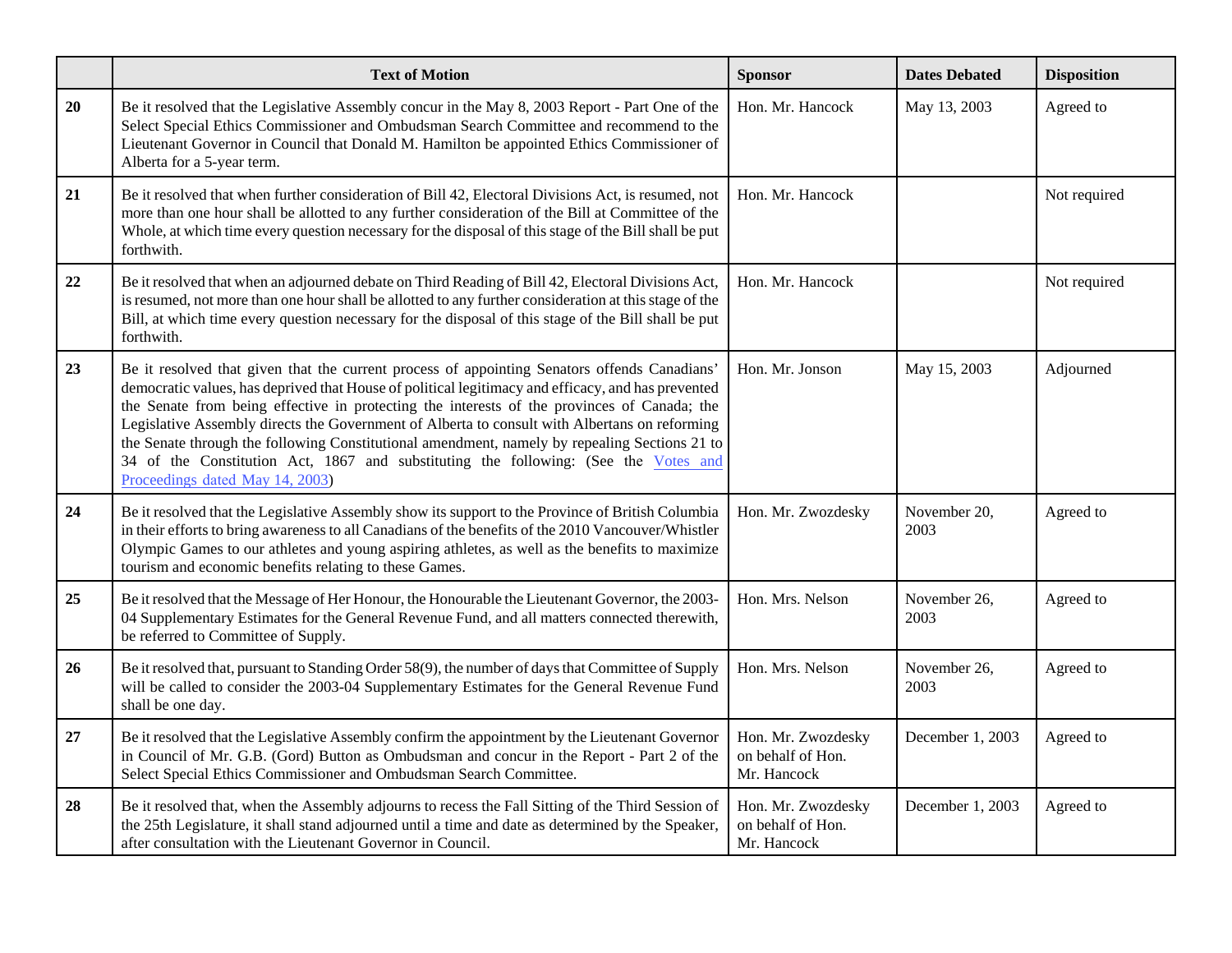| | Text of Motion | Sponsor | Dates Debated | Disposition |
|---|---|---|---|---|
| **20** | Be it resolved that the Legislative Assembly concur in the May 8, 2003 Report - Part One of the Select Special Ethics Commissioner and Ombudsman Search Committee and recommend to the Lieutenant Governor in Council that Donald M. Hamilton be appointed Ethics Commissioner of Alberta for a 5-year term. | Hon. Mr. Hancock | May 13, 2003 | Agreed to |
| **21** | Be it resolved that when further consideration of Bill 42, Electoral Divisions Act, is resumed, not more than one hour shall be allotted to any further consideration of the Bill at Committee of the Whole, at which time every question necessary for the disposal of this stage of the Bill shall be put forthwith. | Hon. Mr. Hancock | | Not required |
| **22** | Be it resolved that when an adjourned debate on Third Reading of Bill 42, Electoral Divisions Act, is resumed, not more than one hour shall be allotted to any further consideration at this stage of the Bill, at which time every question necessary for the disposal of this stage of the Bill shall be put forthwith. | Hon. Mr. Hancock | | Not required |
| **23** | Be it resolved that given that the current process of appointing Senators offends Canadians' democratic values, has deprived that House of political legitimacy and efficacy, and has prevented the Senate from being effective in protecting the interests of the provinces of Canada; the Legislative Assembly directs the Government of Alberta to consult with Albertans on reforming the Senate through the following Constitutional amendment, namely by repealing Sections 21 to 34 of the Constitution Act, 1867 and substituting the following: (See the Votes and Proceedings dated May 14, 2003) | Hon. Mr. Jonson | May 15, 2003 | Adjourned |
| **24** | Be it resolved that the Legislative Assembly show its support to the Province of British Columbia in their efforts to bring awareness to all Canadians of the benefits of the 2010 Vancouver/Whistler Olympic Games to our athletes and young aspiring athletes, as well as the benefits to maximize tourism and economic benefits relating to these Games. | Hon. Mr. Zwozdesky | November 20, 2003 | Agreed to |
| **25** | Be it resolved that the Message of Her Honour, the Honourable the Lieutenant Governor, the 2003-04 Supplementary Estimates for the General Revenue Fund, and all matters connected therewith, be referred to Committee of Supply. | Hon. Mrs. Nelson | November 26, 2003 | Agreed to |
| **26** | Be it resolved that, pursuant to Standing Order 58(9), the number of days that Committee of Supply will be called to consider the 2003-04 Supplementary Estimates for the General Revenue Fund shall be one day. | Hon. Mrs. Nelson | November 26, 2003 | Agreed to |
| **27** | Be it resolved that the Legislative Assembly confirm the appointment by the Lieutenant Governor in Council of Mr. G.B. (Gord) Button as Ombudsman and concur in the Report - Part 2 of the Select Special Ethics Commissioner and Ombudsman Search Committee. | Hon. Mr. Zwozdesky on behalf of Hon. Mr. Hancock | December 1, 2003 | Agreed to |
| **28** | Be it resolved that, when the Assembly adjourns to recess the Fall Sitting of the Third Session of the 25th Legislature, it shall stand adjourned until a time and date as determined by the Speaker, after consultation with the Lieutenant Governor in Council. | Hon. Mr. Zwozdesky on behalf of Hon. Mr. Hancock | December 1, 2003 | Agreed to |